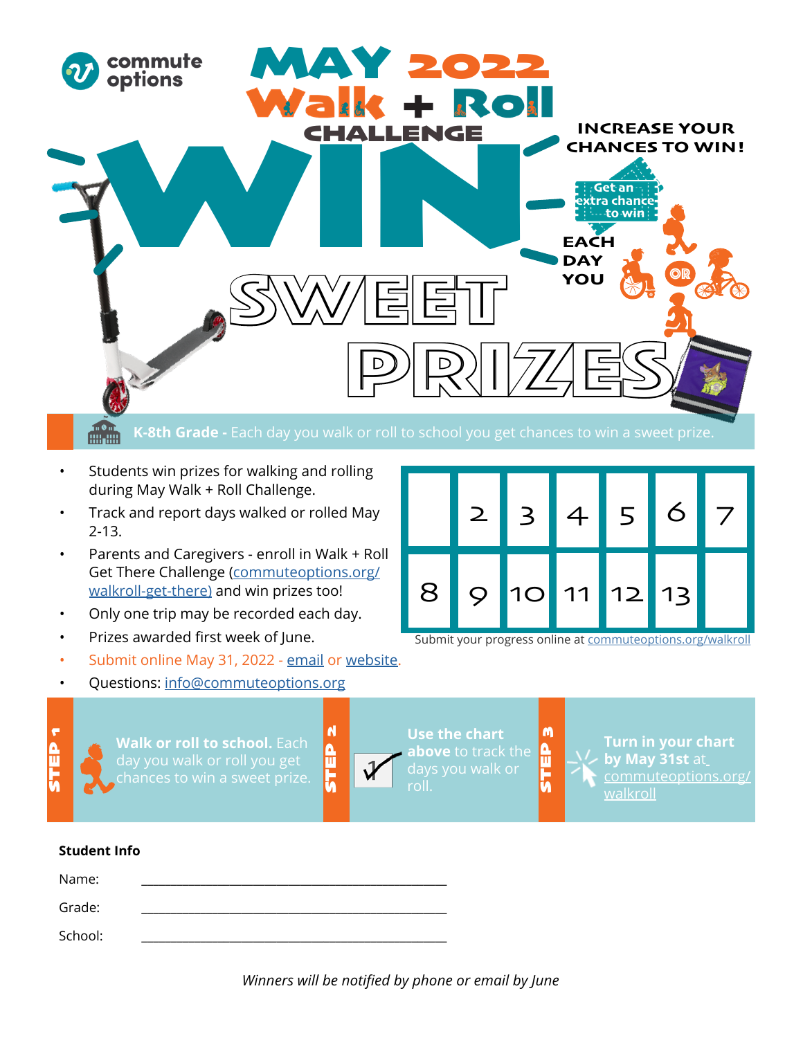commute options

# MAY 2022 Walk + Roll CHALLENGE

# WIN SWEET PRIZES

**INCREASE YOUR CHANCES TO WIN!**

Get an extra chance to win EACH DAY YOU walk OR roll

**K-8th Grade -** Each day you walk or roll to school you get chances to win a sweet prize.

- Students win prizes for walking and rolling during May Walk + Roll Challenge.
- Track and report days walked or rolled May 2-13.
- Parents and Caregivers - enroll in Walk + Roll Get There Challenge (commuteoptions.org/walkroll-get-there) and win prizes too!
- Only one trip may be recorded each day.
- Prizes awarded first week of June.
- Submit online May 31, 2022 - email or website.
- Questions: info@commuteoptions.org

| | | | | | | |
|---|---|---|---|---|---|---|
| | 2 | 3 | 4 | 5 | 6 | 7 |
| 8 | 9 | 10 | 11 | 12 | 13 | |

Submit your progress online at commuteoptions.org/walkroll

**STEP 1** **Walk or roll to school.** Each day you walk or roll you get chances to win a sweet prize.

**STEP 2** **Use the chart above** to track the days you walk or roll.

**STEP 3** **Turn in your chart by May 31st** at commuteoptions.org/walkroll

**Student Info**

Name: ______________________________________________

Grade: ______________________________________________

School: ______________________________________________

*Winners will be notified by phone or email by June*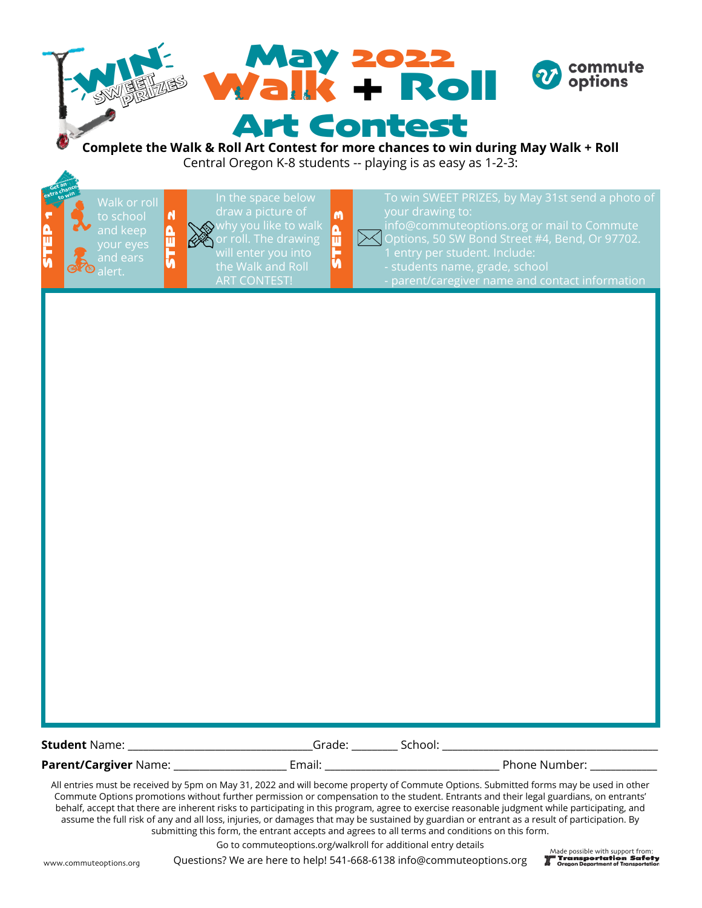# May 2022 Walk + Roll Art Contest

WIN SWEET PRIZES

commute options

**Complete the Walk & Roll Art Contest for more chances to win during May Walk + Roll**

Central Oregon K-8 students -- playing is as easy as 1-2-3:

**STEP 1** (Get an extra chance to win) — Walk or roll to school and keep your eyes and ears alert.

**STEP 2** — In the space below draw a picture of why you like to walk or roll. The drawing will enter you into the Walk and Roll ART CONTEST!

**STEP 3** — To win SWEET PRIZES, by May 31st send a photo of your drawing to: info@commuteoptions.org or mail to Commute Options, 50 SW Bond Street #4, Bend, Or 97702. 1 entry per student. Include:
- students name, grade, school
- parent/caregiver name and contact information

**Student** Name: ________________________________Grade: ________ School: ________________________________________

**Parent/Cargiver** Name: ____________________ Email: ______________________________ Phone Number: ____________

All entries must be received by 5pm on May 31, 2022 and will become property of Commute Options. Submitted forms may be used in other Commute Options promotions without further permission or compensation to the student. Entrants and their legal guardians, on entrants' behalf, accept that there are inherent risks to participating in this program, agree to exercise reasonable judgment while participating, and assume the full risk of any and all loss, injuries, or damages that may be sustained by guardian or entrant as a result of participation. By submitting this form, the entrant accepts and agrees to all terms and conditions on this form.

Go to commuteoptions.org/walkroll for additional entry details

www.commuteoptions.org

Questions? We are here to help! 541-668-6138 info@commuteoptions.org

Made possible with support from: Transportation Safety Oregon Department of Transportation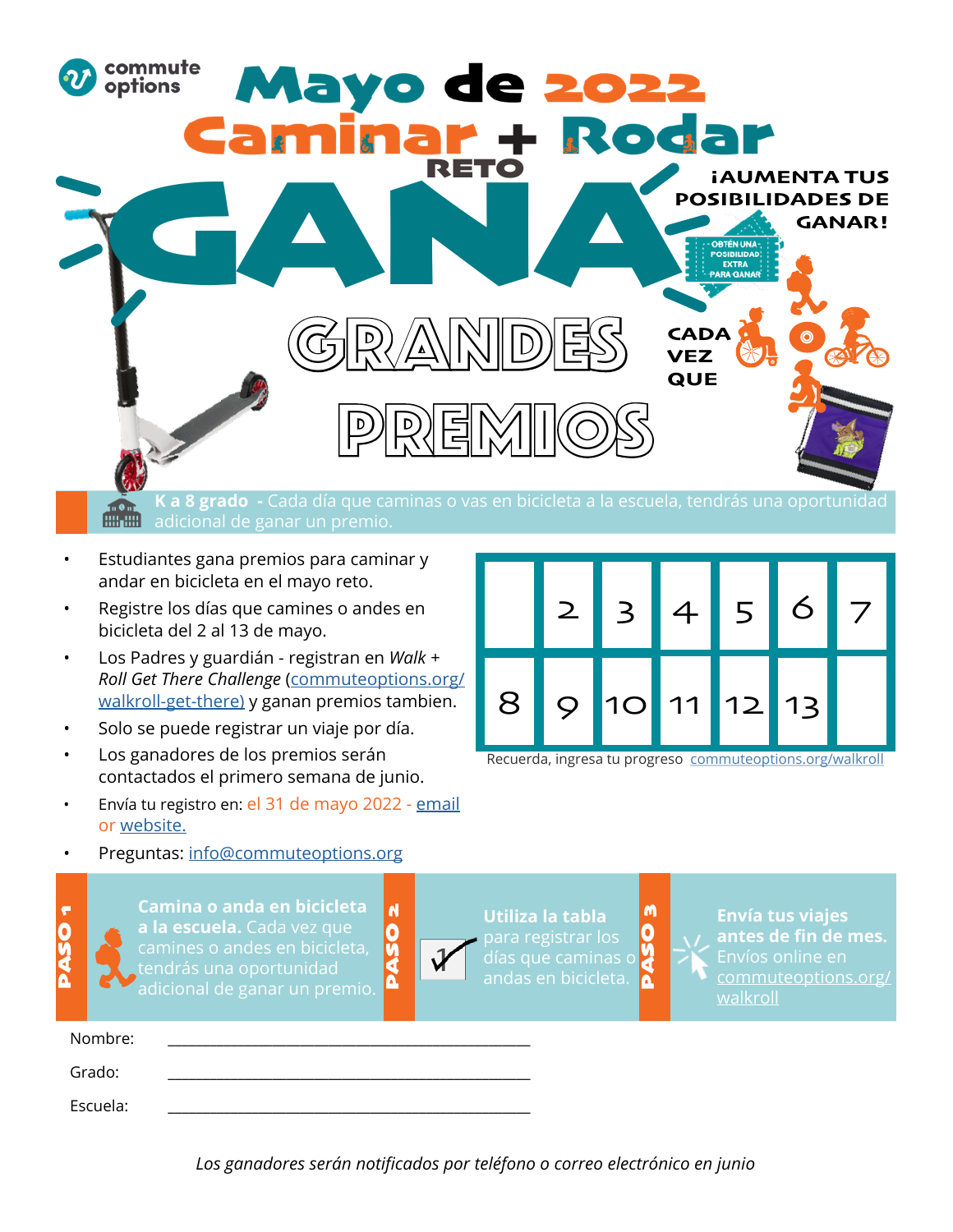commute options

# Mayo de 2022 Caminar + Rodar

RETO

# GANA GRANDES PREMIOS

¡AUMENTA TUS POSIBILIDADES DE GANAR!

OBTÉN UNA POSIBILIDAD EXTRA PARA GANAR

CADA VEZ QUE

**K a 8 grado** - Cada día que caminas o vas en bicicleta a la escuela, tendrás una oportunidad adicional de ganar un premio.

- Estudiantes gana premios para caminar y andar en bicicleta en el mayo reto.
- Registre los días que camines o andes en bicicleta del 2 al 13 de mayo.
- Los Padres y guardián - registran en *Walk + Roll Get There Challenge* (commuteoptions.org/walkroll-get-there) y ganan premios tambien.
- Solo se puede registrar un viaje por día.
- Los ganadores de los premios serán contactados el primero semana de junio.
- Envía tu registro en: el 31 de mayo 2022 - email or website.
- Preguntas: info@commuteoptions.org

| | 2 | 3 | 4 | 5 | 6 | 7 |
|---|---|---|---|---|---|---|
| 8 | 9 | 10 | 11 | 12 | 13 | |

Recuerda, ingresa tu progreso commuteoptions.org/walkroll

**PASO 1** **Camina o anda en bicicleta a la escuela.** Cada vez que camines o andes en bicicleta, tendrás una oportunidad adicional de ganar un premio.

**PASO 2** **Utiliza la tabla** para registrar los días que caminas o andas en bicicleta.

**PASO 3** **Envía tus viajes antes de fin de mes.** Envíos online en commuteoptions.org/walkroll

Nombre: ___________________________________

Grado: ___________________________________

Escuela: ___________________________________

*Los ganadores serán notificados por teléfono o correo electrónico en junio*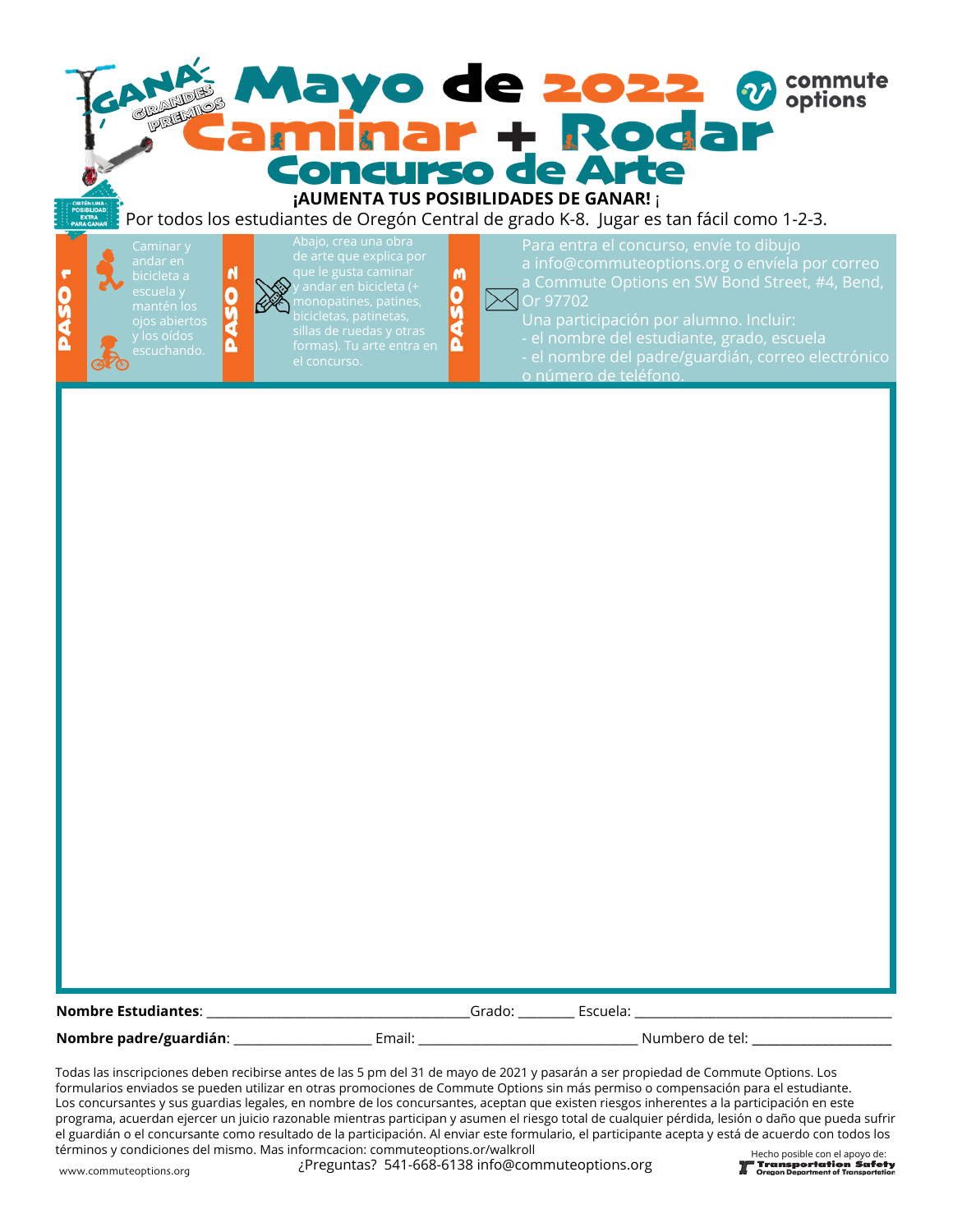GANA GRANDES PREMIOS

# Mayo de 2022 Caminar + Rodar Concurso de Arte

commute options

OBTÉN UNA POSIBILIDAD EXTRA PARA GANAR

**¡AUMENTA TUS POSIBILIDADES DE GANAR! ¡**

Por todos los estudiantes de Oregón Central de grado K-8. Jugar es tan fácil como 1-2-3.

**PASO 1** Caminar y andar en bicicleta a escuela y mantén los ojos abiertos y los oídos escuchando.

**PASO 2** Abajo, crea una obra de arte que explica por que le gusta caminar y andar en bicicleta (+ monopatines, patines, bicicletas, patinetas, sillas de ruedas y otras formas). Tu arte entra en el concurso.

**PASO 3** Para entra el concurso, envíe to dibujo a info@commuteoptions.org o envíela por correo a Commute Options en SW Bond Street, #4, Bend, Or 97702

Una participación por alumno. Incluir:

- el nombre del estudiante, grado, escuela
- el nombre del padre/guardián, correo electrónico o número de teléfono.

**Nombre Estudiantes**: ________________________ Grado: ________ Escuela: ________________________

**Nombre padre/guardián**: ____________________ Email: ________________________ Numbero de tel: ____________________

Todas las inscripciones deben recibirse antes de las 5 pm del 31 de mayo de 2021 y pasarán a ser propiedad de Commute Options. Los formularios enviados se pueden utilizar en otras promociones de Commute Options sin más permiso o compensación para el estudiante. Los concursantes y sus guardias legales, en nombre de los concursantes, aceptan que existen riesgos inherentes a la participación en este programa, acuerdan ejercer un juicio razonable mientras participan y asumen el riesgo total de cualquier pérdida, lesión o daño que pueda sufrir el guardián o el concursante como resultado de la participación. Al enviar este formulario, el participante acepta y está de acuerdo con todos los términos y condiciones del mismo. Mas informcacion: commuteoptions.or/walkroll

www.commuteoptions.org

¿Preguntas? 541-668-6138 info@commuteoptions.org

Hecho posible con el apoyo de: Transportation Safety Oregon Department of Transportation